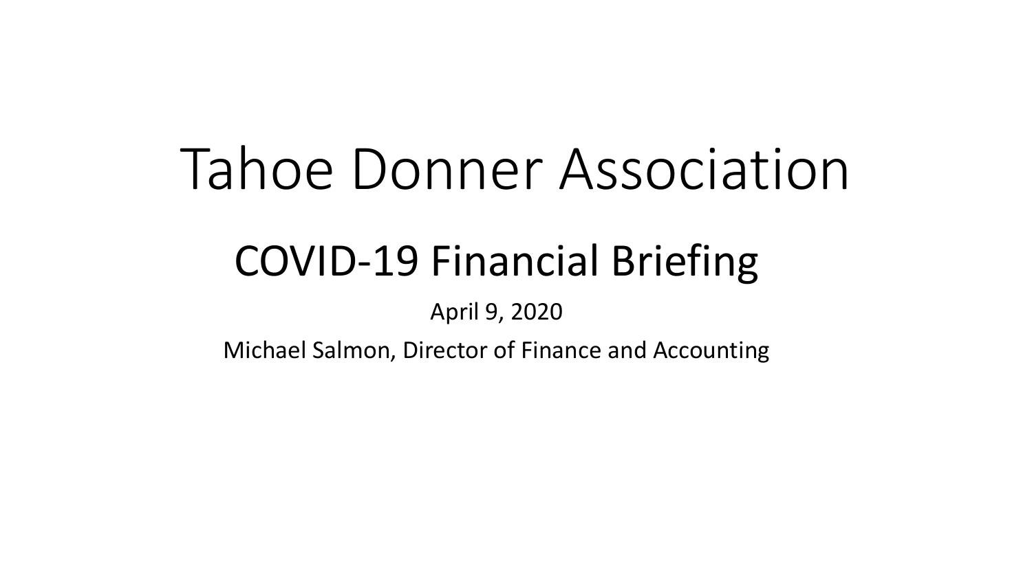# Tahoe Donner Association

## COVID-19 Financial Briefing

April 9, 2020

Michael Salmon, Director of Finance and Accounting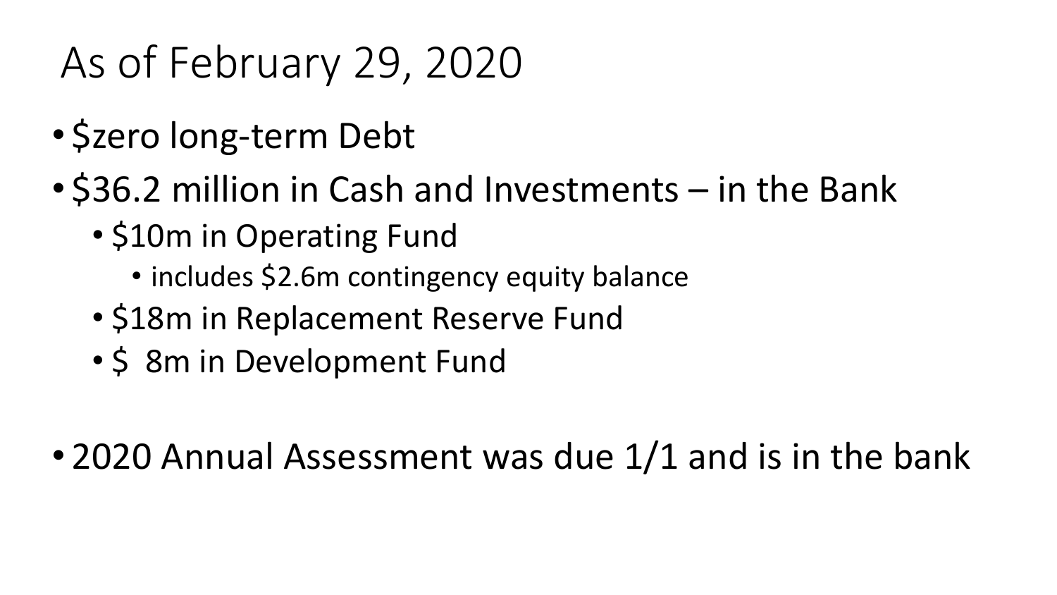# As of February 29, 2020

- $zero long-term Debt
- $36.2 million in Cash and Investments – in the Bank
  - $10m in Operating Fund
    - includes $2.6m contingency equity balance
  - $18m in Replacement Reserve Fund
  - $ 8m in Development Fund

- 2020 Annual Assessment was due 1/1 and is in the bank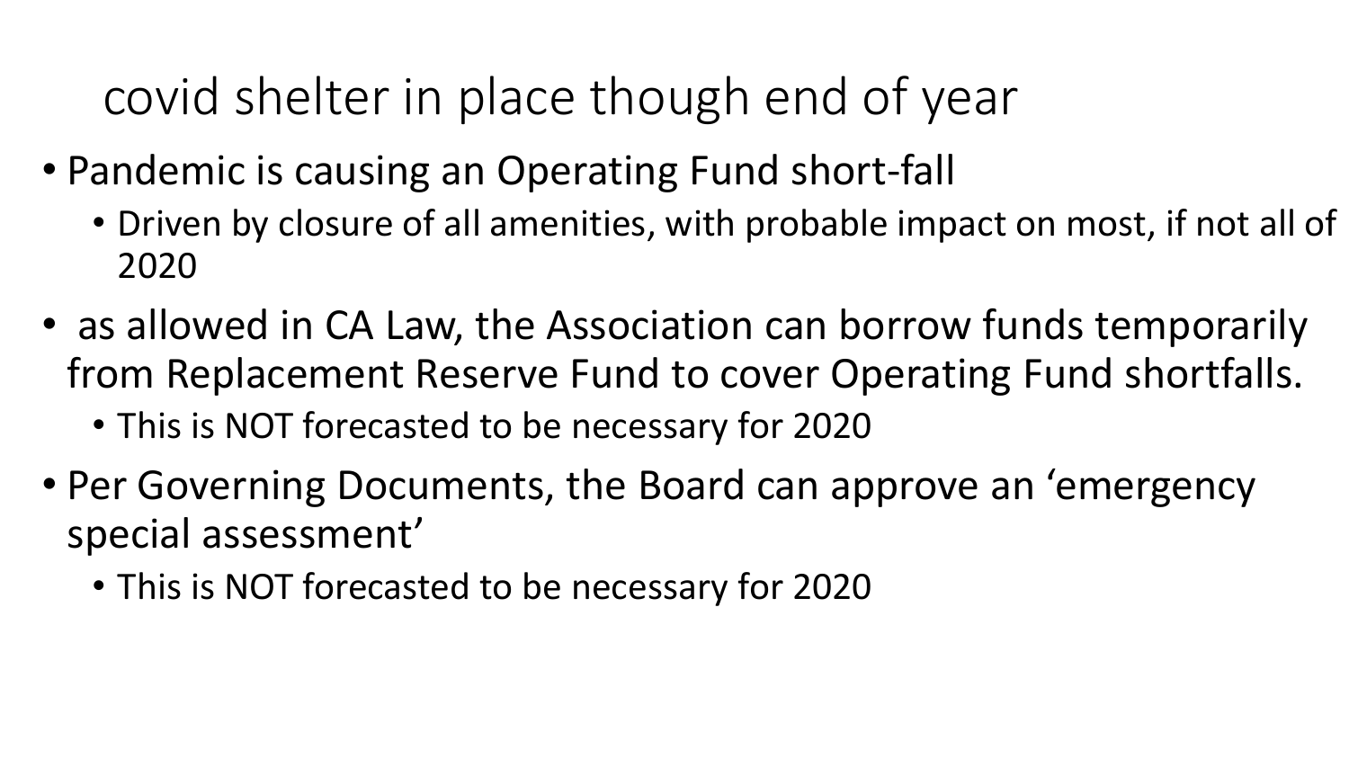# covid shelter in place though end of year

- Pandemic is causing an Operating Fund short-fall
  - Driven by closure of all amenities, with probable impact on most, if not all of 2020
- as allowed in CA Law, the Association can borrow funds temporarily from Replacement Reserve Fund to cover Operating Fund shortfalls.
  - This is NOT forecasted to be necessary for 2020
- Per Governing Documents, the Board can approve an 'emergency special assessment'
  - This is NOT forecasted to be necessary for 2020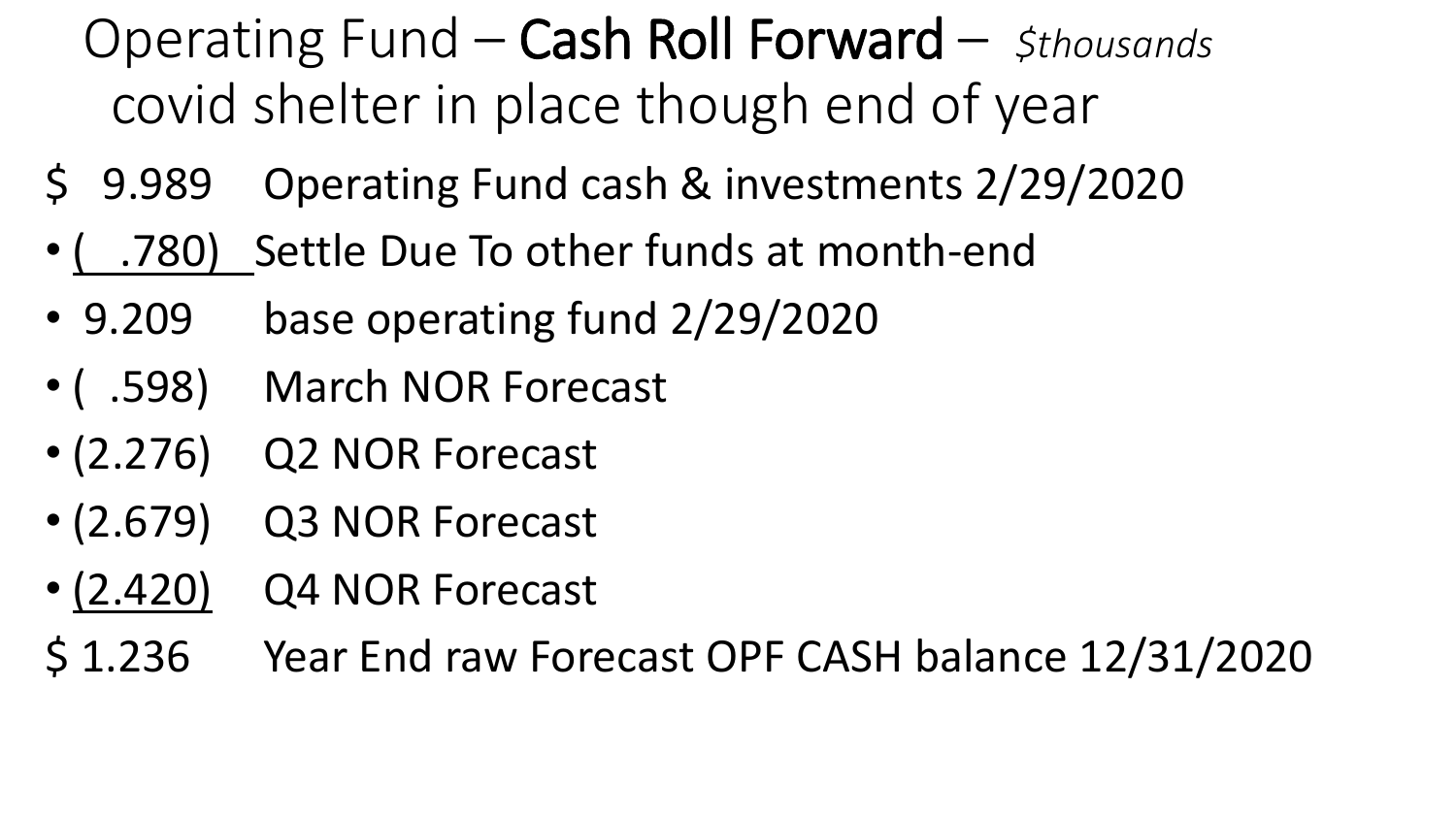# Operating Fund – **Cash Roll Forward** – *$thousands*

covid shelter in place though end of year

$ 9.989 Operating Fund cash & investments 2/29/2020

- ( .780) Settle Due To other funds at month-end
- 9.209 base operating fund 2/29/2020
- ( .598) March NOR Forecast
- (2.276) Q2 NOR Forecast
- (2.679) Q3 NOR Forecast
- (2.420) Q4 NOR Forecast

$ 1.236 Year End raw Forecast OPF CASH balance 12/31/2020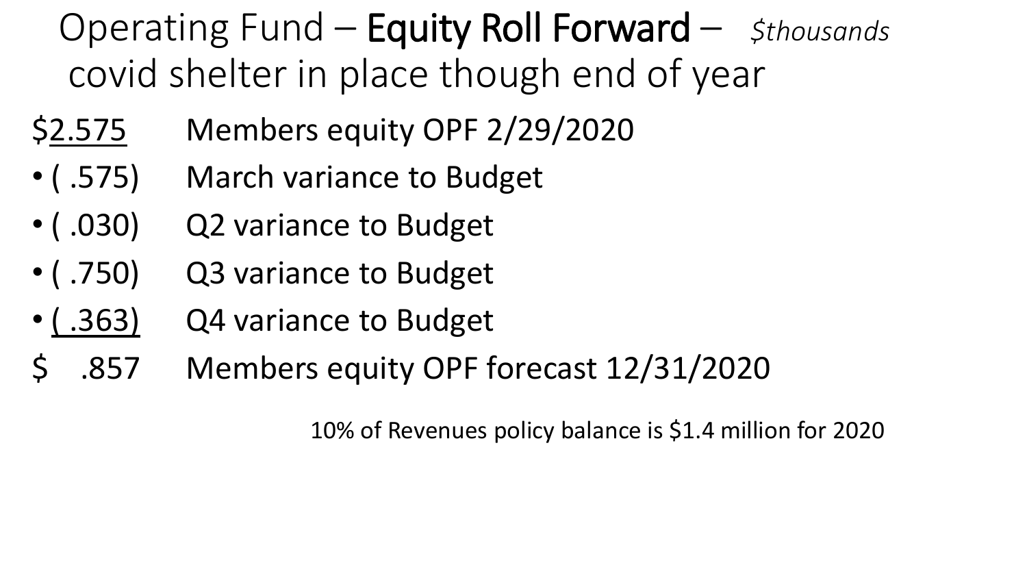# Operating Fund – **Equity Roll Forward** – *$thousands* covid shelter in place though end of year

$2.575 Members equity OPF 2/29/2020

- ( .575) March variance to Budget
- ( .030) Q2 variance to Budget
- ( .750) Q3 variance to Budget
- ( .363) Q4 variance to Budget

$ .857 Members equity OPF forecast 12/31/2020

10% of Revenues policy balance is $1.4 million for 2020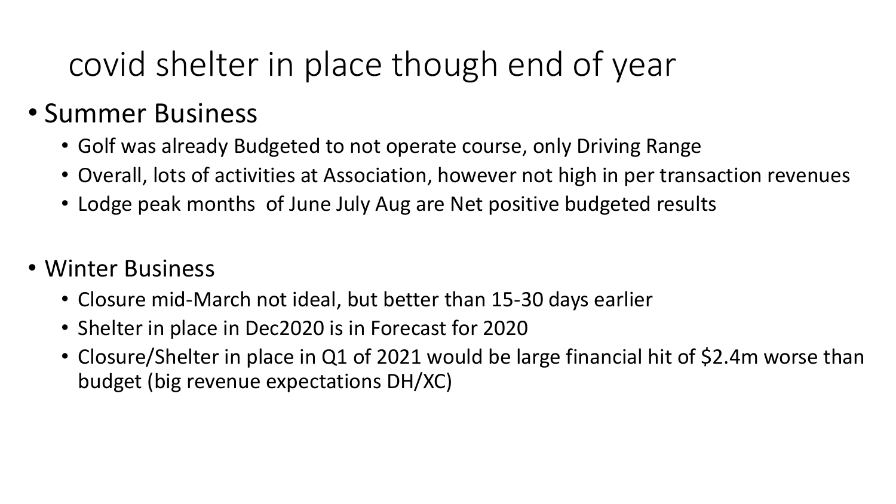# covid shelter in place though end of year

- Summer Business
  - Golf was already Budgeted to not operate course, only Driving Range
  - Overall, lots of activities at Association, however not high in per transaction revenues
  - Lodge peak months of June July Aug are Net positive budgeted results

- Winter Business
  - Closure mid-March not ideal, but better than 15-30 days earlier
  - Shelter in place in Dec2020 is in Forecast for 2020
  - Closure/Shelter in place in Q1 of 2021 would be large financial hit of $2.4m worse than budget (big revenue expectations DH/XC)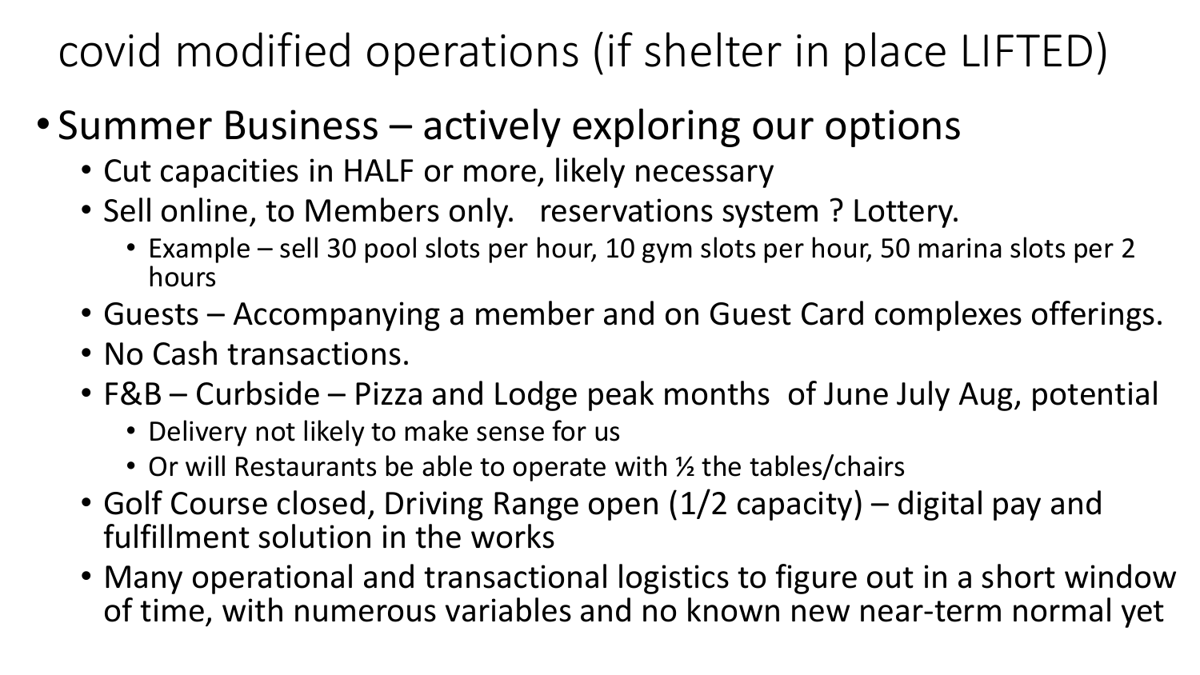# covid modified operations (if shelter in place LIFTED)

- Summer Business – actively exploring our options
  - Cut capacities in HALF or more, likely necessary
  - Sell online, to Members only. reservations system ? Lottery.
    - Example – sell 30 pool slots per hour, 10 gym slots per hour, 50 marina slots per 2 hours
  - Guests – Accompanying a member and on Guest Card complexes offerings.
  - No Cash transactions.
  - F&B – Curbside – Pizza and Lodge peak months of June July Aug, potential
    - Delivery not likely to make sense for us
    - Or will Restaurants be able to operate with ½ the tables/chairs
  - Golf Course closed, Driving Range open (1/2 capacity) – digital pay and fulfillment solution in the works
  - Many operational and transactional logistics to figure out in a short window of time, with numerous variables and no known new near-term normal yet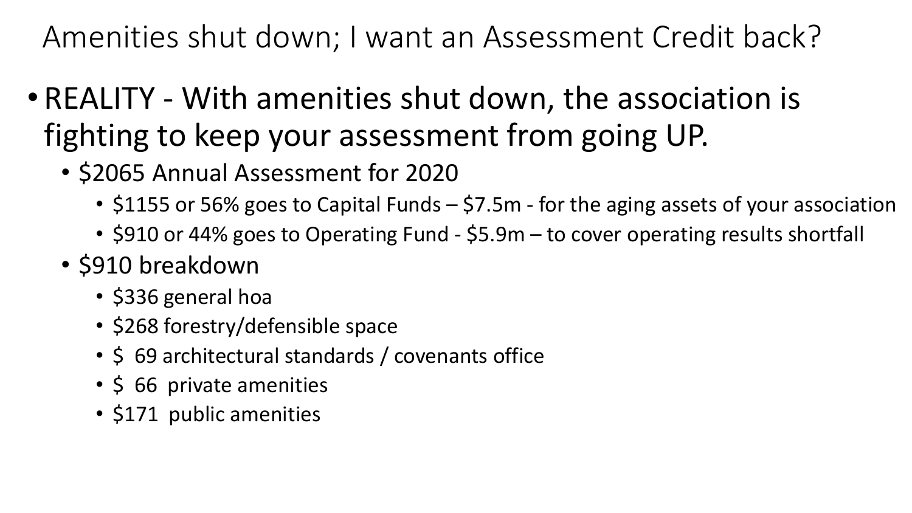# Amenities shut down; I want an Assessment Credit back?

- REALITY - With amenities shut down, the association is fighting to keep your assessment from going UP.
  - $2065 Annual Assessment for 2020
    - $1155 or 56% goes to Capital Funds – $7.5m - for the aging assets of your association
    - $910 or 44% goes to Operating Fund - $5.9m – to cover operating results shortfall
  - $910 breakdown
    - $336 general hoa
    - $268 forestry/defensible space
    - $ 69 architectural standards / covenants office
    - $ 66 private amenities
    - $171 public amenities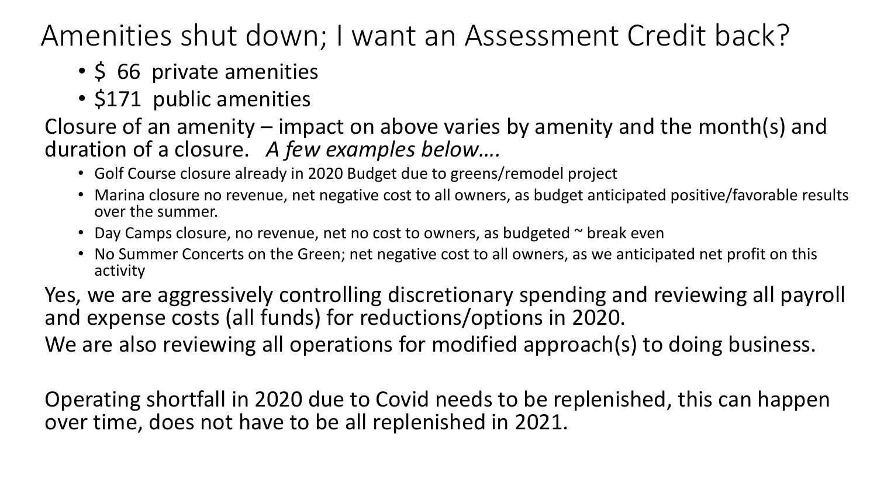# Amenities shut down; I want an Assessment Credit back?

- $ 66 private amenities
- $171 public amenities

Closure of an amenity – impact on above varies by amenity and the month(s) and duration of a closure. *A few examples below….*

- Golf Course closure already in 2020 Budget due to greens/remodel project
- Marina closure no revenue, net negative cost to all owners, as budget anticipated positive/favorable results over the summer.
- Day Camps closure, no revenue, net no cost to owners, as budgeted ~ break even
- No Summer Concerts on the Green; net negative cost to all owners, as we anticipated net profit on this activity

Yes, we are aggressively controlling discretionary spending and reviewing all payroll and expense costs (all funds) for reductions/options in 2020.

We are also reviewing all operations for modified approach(s) to doing business.

Operating shortfall in 2020 due to Covid needs to be replenished, this can happen over time, does not have to be all replenished in 2021.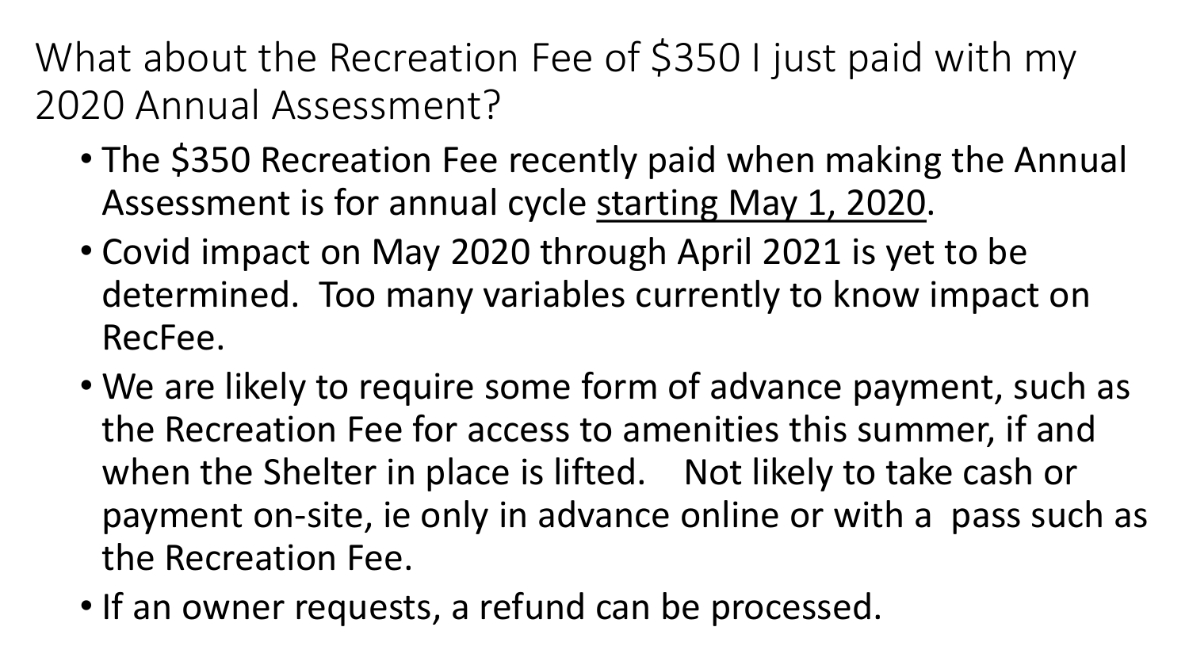# What about the Recreation Fee of $350 I just paid with my 2020 Annual Assessment?

- The $350 Recreation Fee recently paid when making the Annual Assessment is for annual cycle <u>starting May 1, 2020</u>.
- Covid impact on May 2020 through April 2021 is yet to be determined. Too many variables currently to know impact on RecFee.
- We are likely to require some form of advance payment, such as the Recreation Fee for access to amenities this summer, if and when the Shelter in place is lifted. Not likely to take cash or payment on-site, ie only in advance online or with a pass such as the Recreation Fee.
- If an owner requests, a refund can be processed.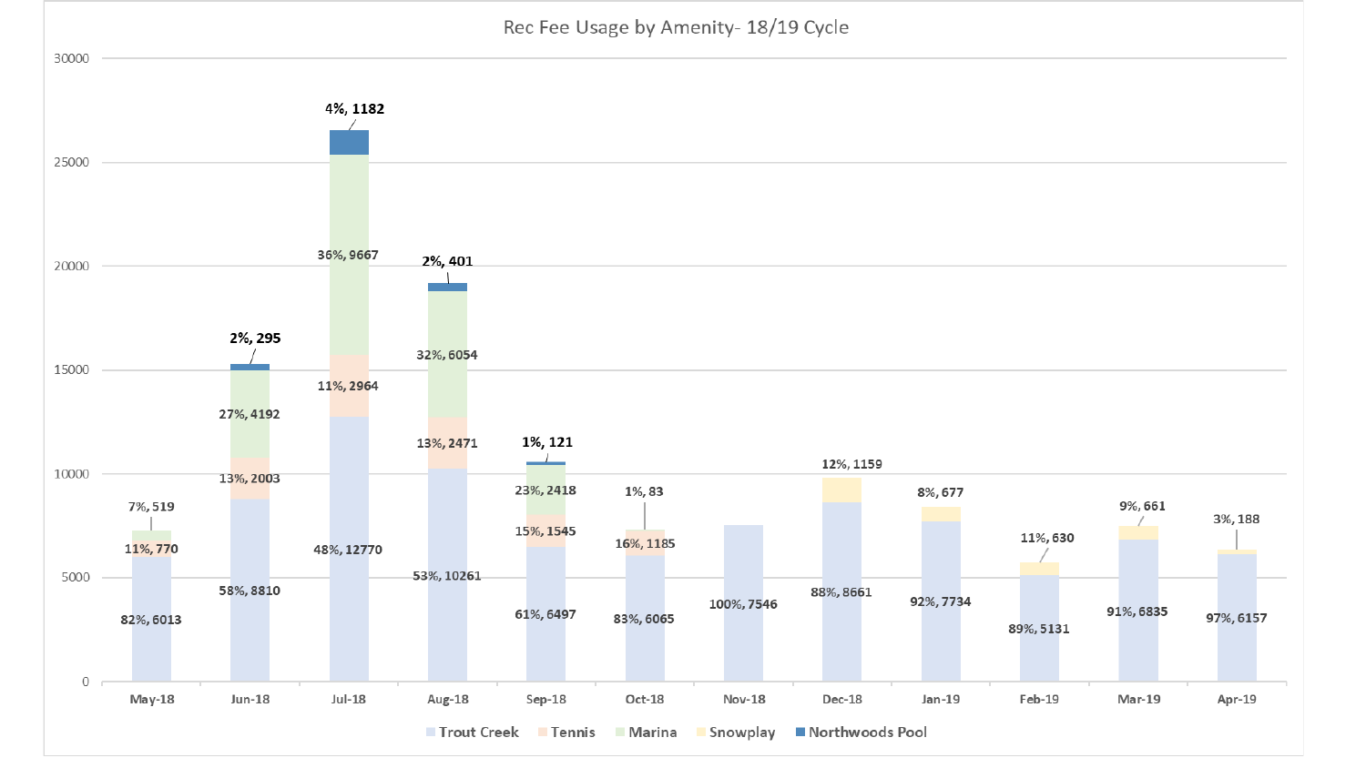# Rec Fee Usage by Amenity- 18/19 Cycle

| Month | Trout Creek | Tennis | Marina | Snowplay | Northwoods Pool |
|---|---|---|---|---|---|
| May-18 | 82%, 6013 | 11%, 770 | 7%, 519 | | |
| Jun-18 | 58%, 8810 | 13%, 2003 | 27%, 4192 | | 2%, 295 |
| Jul-18 | 48%, 12770 | 11%, 2964 | 36%, 9667 | | 4%, 1182 |
| Aug-18 | 53%, 10261 | 13%, 2471 | 32%, 6054 | | 2%, 401 |
| Sep-18 | 61%, 6497 | 15%, 1545 | 23%, 2418 | | 1%, 121 |
| Oct-18 | 83%, 6065 | 16%, 1185 | 1%, 83 | | |
| Nov-18 | 100%, 7546 | | | | |
| Dec-18 | 88%, 8661 | | | 12%, 1159 | |
| Jan-19 | 92%, 7734 | | | 8%, 677 | |
| Feb-19 | 89%, 5131 | | | 11%, 630 | |
| Mar-19 | 91%, 6835 | | | 9%, 661 | |
| Apr-19 | 97%, 6157 | | | 3%, 188 | |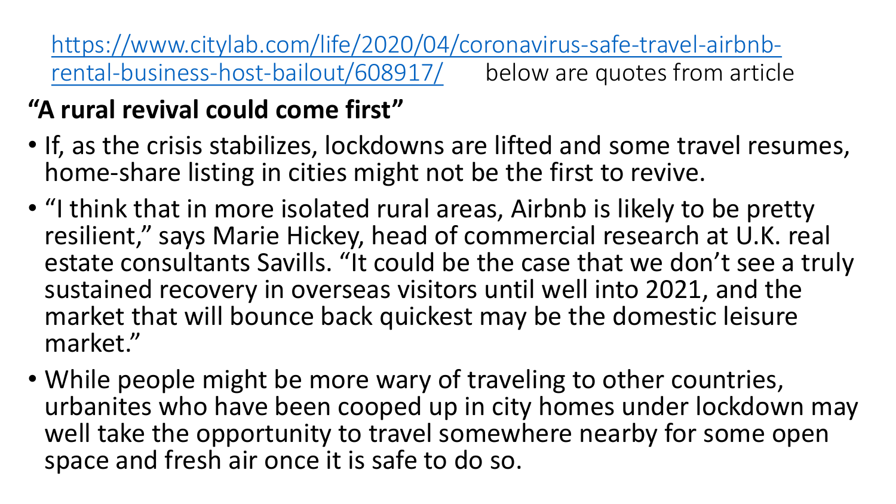[https://www.citylab.com/life/2020/04/coronavirus-safe-travel-airbnb-rental-business-host-bailout/608917/](https://www.citylab.com/life/2020/04/coronavirus-safe-travel-airbnb-rental-business-host-bailout/608917/) below are quotes from article

**"A rural revival could come first"**

- If, as the crisis stabilizes, lockdowns are lifted and some travel resumes, home-share listing in cities might not be the first to revive.
- "I think that in more isolated rural areas, Airbnb is likely to be pretty resilient," says Marie Hickey, head of commercial research at U.K. real estate consultants Savills. "It could be the case that we don't see a truly sustained recovery in overseas visitors until well into 2021, and the market that will bounce back quickest may be the domestic leisure market."
- While people might be more wary of traveling to other countries, urbanites who have been cooped up in city homes under lockdown may well take the opportunity to travel somewhere nearby for some open space and fresh air once it is safe to do so.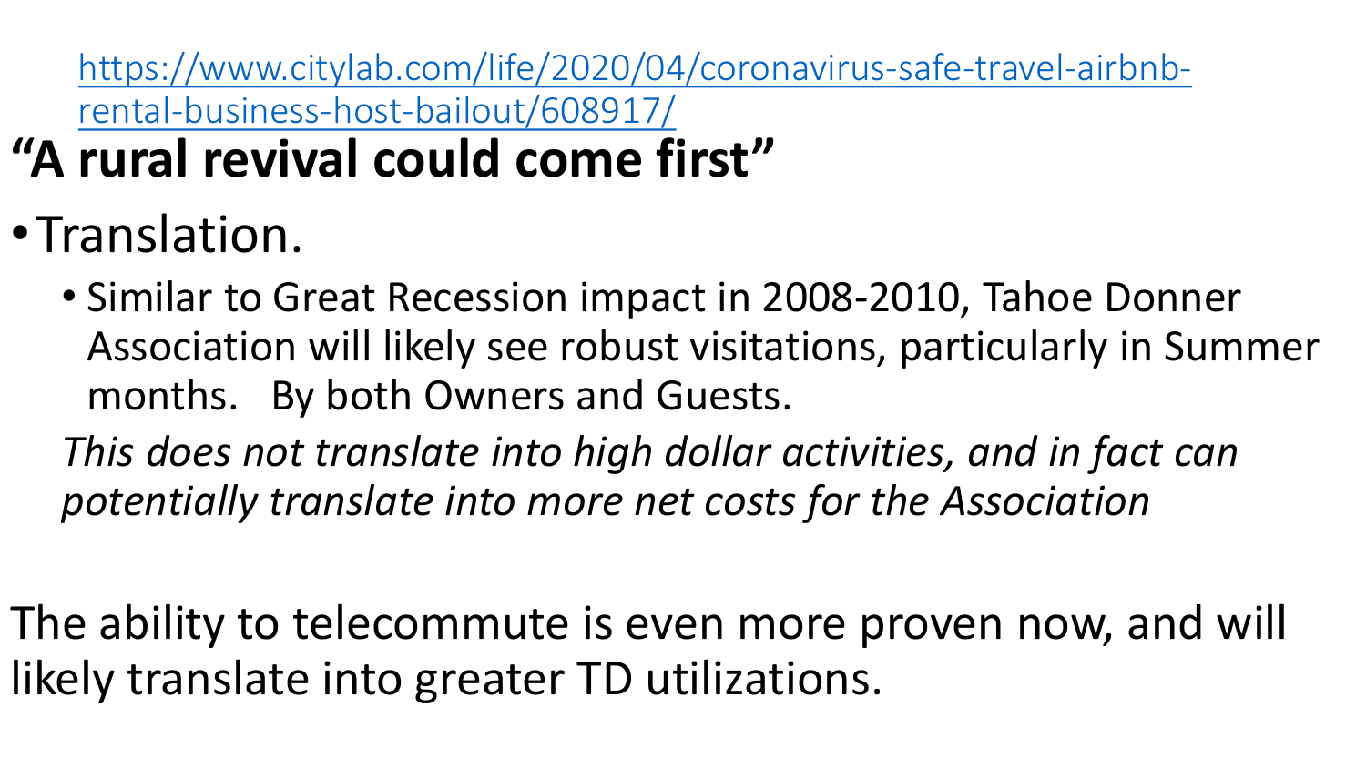https://www.citylab.com/life/2020/04/coronavirus-safe-travel-airbnb-rental-business-host-bailout/608917/

# "A rural revival could come first"

- Translation.
  - Similar to Great Recession impact in 2008-2010, Tahoe Donner Association will likely see robust visitations, particularly in Summer months. By both Owners and Guests.

*This does not translate into high dollar activities, and in fact can potentially translate into more net costs for the Association*

The ability to telecommute is even more proven now, and will likely translate into greater TD utilizations.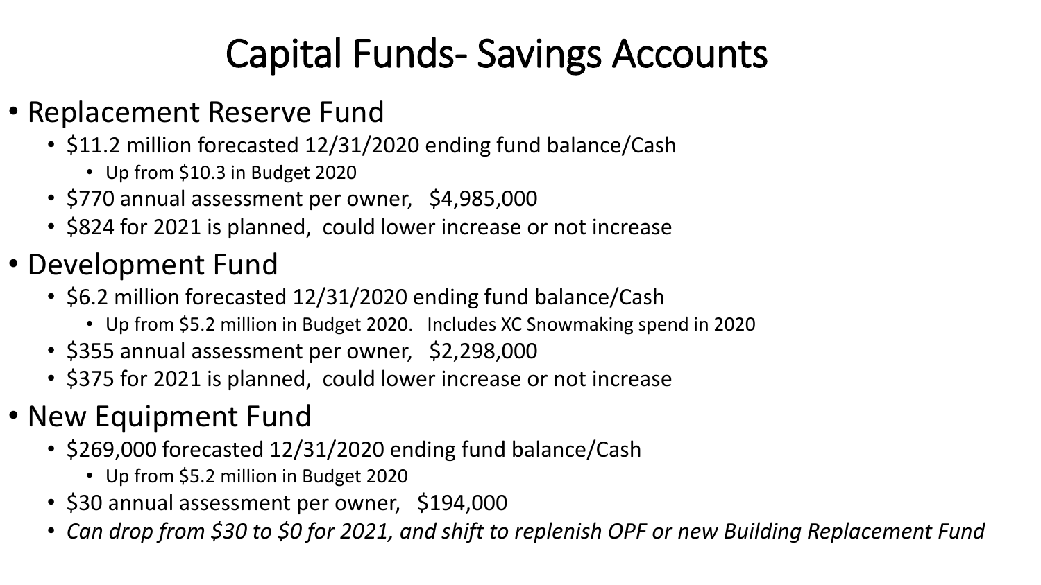# Capital Funds- Savings Accounts

- Replacement Reserve Fund
  - $11.2 million forecasted 12/31/2020 ending fund balance/Cash
    - Up from $10.3 in Budget 2020
  - $770 annual assessment per owner, $4,985,000
  - $824 for 2021 is planned, could lower increase or not increase
- Development Fund
  - $6.2 million forecasted 12/31/2020 ending fund balance/Cash
    - Up from $5.2 million in Budget 2020. Includes XC Snowmaking spend in 2020
  - $355 annual assessment per owner, $2,298,000
  - $375 for 2021 is planned, could lower increase or not increase
- New Equipment Fund
  - $269,000 forecasted 12/31/2020 ending fund balance/Cash
    - Up from $5.2 million in Budget 2020
  - $30 annual assessment per owner, $194,000
  - *Can drop from $30 to $0 for 2021, and shift to replenish OPF or new Building Replacement Fund*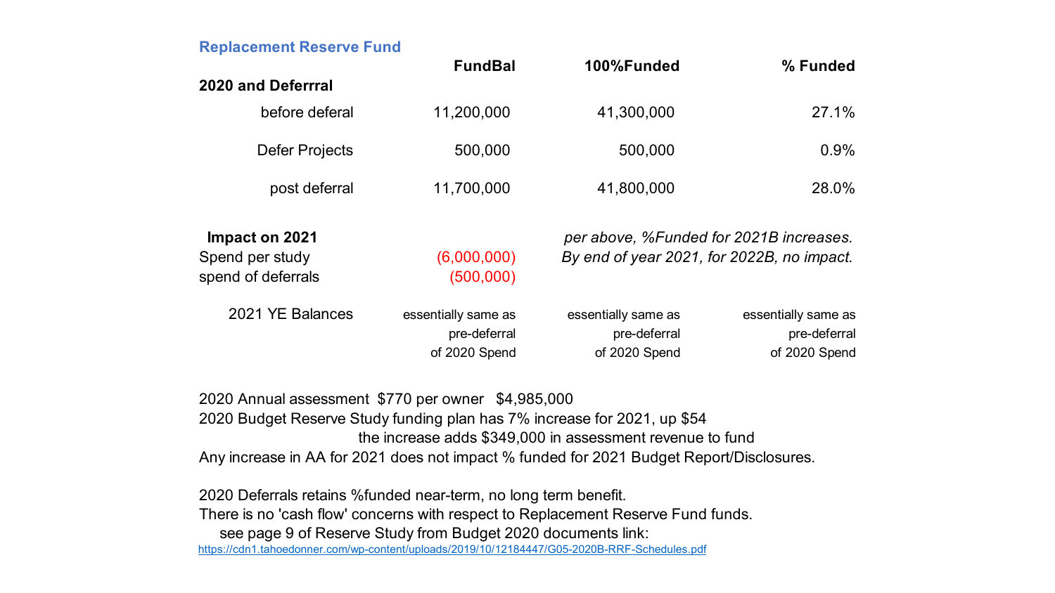## Replacement Reserve Fund

| 2020 and Deferrral | FundBal | 100%Funded | % Funded |
|---|---|---|---|
| before deferal | 11,200,000 | 41,300,000 | 27.1% |
| Defer Projects | 500,000 | 500,000 | 0.9% |
| post deferral | 11,700,000 | 41,800,000 | 28.0% |

**Impact on 2021**

| | | | |
|---|---|---|---|
| Spend per study | (6,000,000) | *per above, %Funded for 2021B increases.* | |
| spend of deferrals | (500,000) | *By end of year 2021, for 2022B, no impact.* | |
| 2021 YE Balances | essentially same as pre-deferral of 2020 Spend | essentially same as pre-deferral of 2020 Spend | essentially same as pre-deferral of 2020 Spend |

2020 Annual assessment $770 per owner $4,985,000

2020 Budget Reserve Study funding plan has 7% increase for 2021, up $54

the increase adds $349,000 in assessment revenue to fund

Any increase in AA for 2021 does not impact % funded for 2021 Budget Report/Disclosures.

2020 Deferrals retains %funded near-term, no long term benefit.

There is no 'cash flow' concerns with respect to Replacement Reserve Fund funds.

see page 9 of Reserve Study from Budget 2020 documents link:

https://cdn1.tahoedonner.com/wp-content/uploads/2019/10/12184447/G05-2020B-RRF-Schedules.pdf